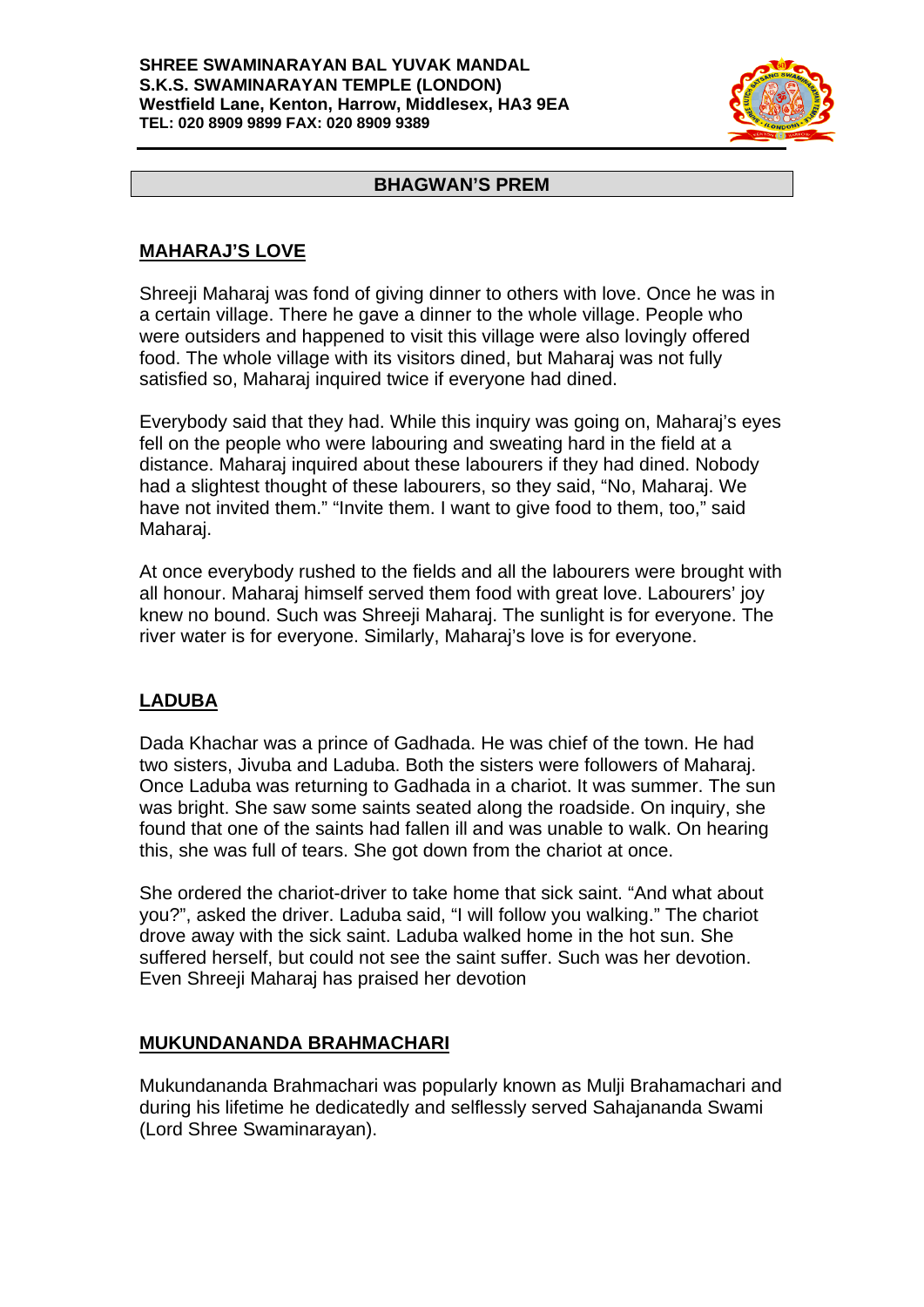**SHREE SWAMINARAYAN BAL YUVAK MANDAL**
**S.K.S. SWAMINARAYAN TEMPLE (LONDON)**
**Westfield Lane, Kenton, Harrow, Middlesex, HA3 9EA**
**TEL: 020 8909 9899 FAX: 020 8909 9389**

# BHAGWAN'S PREM

## MAHARAJ'S LOVE

Shreeji Maharaj was fond of giving dinner to others with love. Once he was in a certain village. There he gave a dinner to the whole village. People who were outsiders and happened to visit this village were also lovingly offered food. The whole village with its visitors dined, but Maharaj was not fully satisfied so, Maharaj inquired twice if everyone had dined.

Everybody said that they had. While this inquiry was going on, Maharaj's eyes fell on the people who were labouring and sweating hard in the field at a distance. Maharaj inquired about these labourers if they had dined. Nobody had a slightest thought of these labourers, so they said, "No, Maharaj. We have not invited them." "Invite them. I want to give food to them, too," said Maharaj.

At once everybody rushed to the fields and all the labourers were brought with all honour. Maharaj himself served them food with great love. Labourers' joy knew no bound. Such was Shreeji Maharaj. The sunlight is for everyone. The river water is for everyone. Similarly, Maharaj's love is for everyone.

## LADUBA

Dada Khachar was a prince of Gadhada. He was chief of the town. He had two sisters, Jivuba and Laduba. Both the sisters were followers of Maharaj. Once Laduba was returning to Gadhada in a chariot. It was summer. The sun was bright. She saw some saints seated along the roadside. On inquiry, she found that one of the saints had fallen ill and was unable to walk. On hearing this, she was full of tears. She got down from the chariot at once.

She ordered the chariot-driver to take home that sick saint. "And what about you?", asked the driver. Laduba said, "I will follow you walking." The chariot drove away with the sick saint. Laduba walked home in the hot sun. She suffered herself, but could not see the saint suffer. Such was her devotion. Even Shreeji Maharaj has praised her devotion

## MUKUNDANANDA BRAHMACHARI

Mukundananda Brahmachari was popularly known as Mulji Brahamachari and during his lifetime he dedicatedly and selflessly served Sahajananda Swami (Lord Shree Swaminarayan).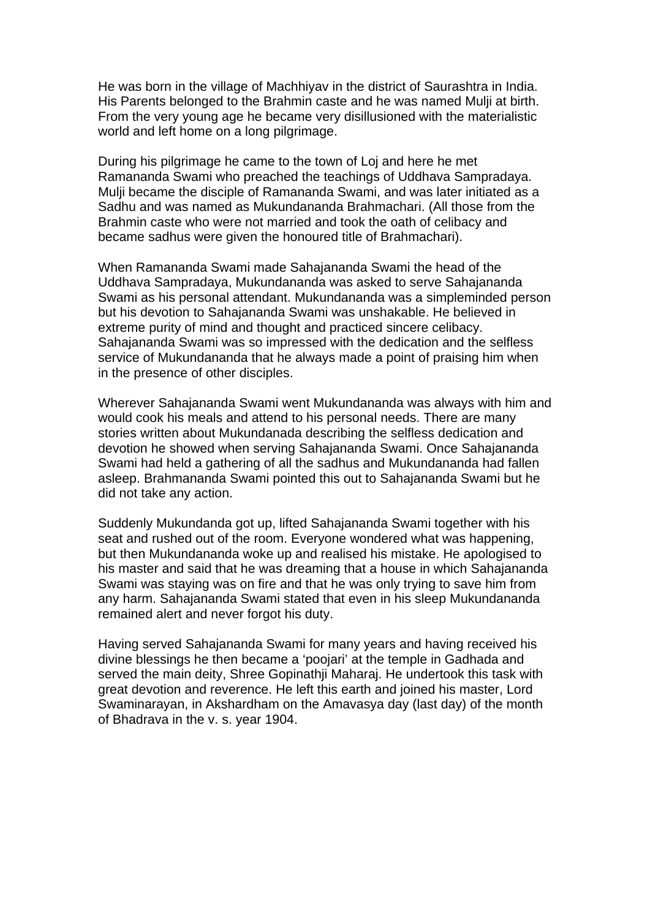He was born in the village of Machhiyav in the district of Saurashtra in India. His Parents belonged to the Brahmin caste and he was named Mulji at birth. From the very young age he became very disillusioned with the materialistic world and left home on a long pilgrimage.

During his pilgrimage he came to the town of Loj and here he met Ramananda Swami who preached the teachings of Uddhava Sampradaya. Mulji became the disciple of Ramananda Swami, and was later initiated as a Sadhu and was named as Mukundananda Brahmachari. (All those from the Brahmin caste who were not married and took the oath of celibacy and became sadhus were given the honoured title of Brahmachari).

When Ramananda Swami made Sahajananda Swami the head of the Uddhava Sampradaya, Mukundananda was asked to serve Sahajananda Swami as his personal attendant. Mukundananda was a simpleminded person but his devotion to Sahajananda Swami was unshakable. He believed in extreme purity of mind and thought and practiced sincere celibacy. Sahajananda Swami was so impressed with the dedication and the selfless service of Mukundananda that he always made a point of praising him when in the presence of other disciples.

Wherever Sahajananda Swami went Mukundananda was always with him and would cook his meals and attend to his personal needs. There are many stories written about Mukundanada describing the selfless dedication and devotion he showed when serving Sahajananda Swami. Once Sahajananda Swami had held a gathering of all the sadhus and Mukundananda had fallen asleep. Brahmananda Swami pointed this out to Sahajananda Swami but he did not take any action.

Suddenly Mukundanda got up, lifted Sahajananda Swami together with his seat and rushed out of the room. Everyone wondered what was happening, but then Mukundananda woke up and realised his mistake. He apologised to his master and said that he was dreaming that a house in which Sahajananda Swami was staying was on fire and that he was only trying to save him from any harm. Sahajananda Swami stated that even in his sleep Mukundananda remained alert and never forgot his duty.

Having served Sahajananda Swami for many years and having received his divine blessings he then became a 'poojari' at the temple in Gadhada and served the main deity, Shree Gopinathji Maharaj. He undertook this task with great devotion and reverence. He left this earth and joined his master, Lord Swaminarayan, in Akshardham on the Amavasya day (last day) of the month of Bhadrava in the v. s. year 1904.